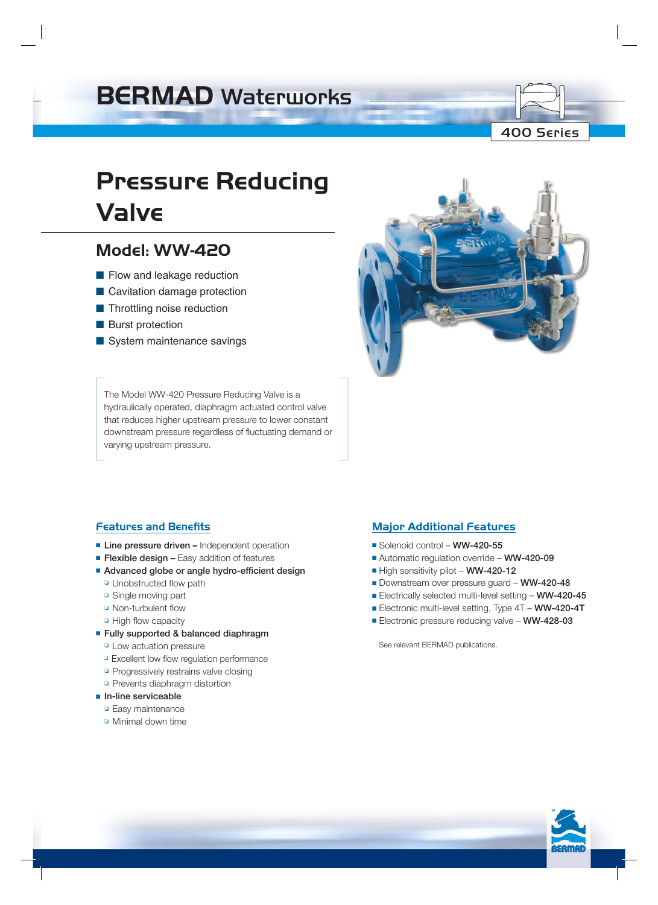# BERMAD Waterworks

400 Series

# Pressure Reducing Valve

## Model: WW-420

- Flow and leakage reduction
- Cavitation damage protection
- Throttling noise reduction
- Burst protection
- System maintenance savings

The Model WW-420 Pressure Reducing Valve is a hydraulically operated, diaphragm actuated control valve that reduces higher upstream pressure to lower constant downstream pressure regardless of fluctuating demand or varying upstream pressure.

### Features and Benefits

- **Line pressure driven –** Independent operation
- **Flexible design –** Easy addition of features
- **Advanced globe or angle hydro-efficient design**
  - Unobstructed flow path
  - Single moving part
  - Non-turbulent flow
  - High flow capacity
- **Fully supported & balanced diaphragm**
  - Low actuation pressure
  - Excellent low flow regulation performance
  - Progressively restrains valve closing
  - Prevents diaphragm distortion
- **In-line serviceable**
  - Easy maintenance
  - Minimal down time

### Major Additional Features

- Solenoid control – **WW-420-55**
- Automatic regulation override – **WW-420-09**
- High sensitivity pilot – **WW-420-12**
- Downstream over pressure guard – **WW-420-48**
- Electrically selected multi-level setting – **WW-420-45**
- Electronic multi-level setting, Type 4T – **WW-420-4T**
- Electronic pressure reducing valve – **WW-428-03**

See relevant BERMAD publications.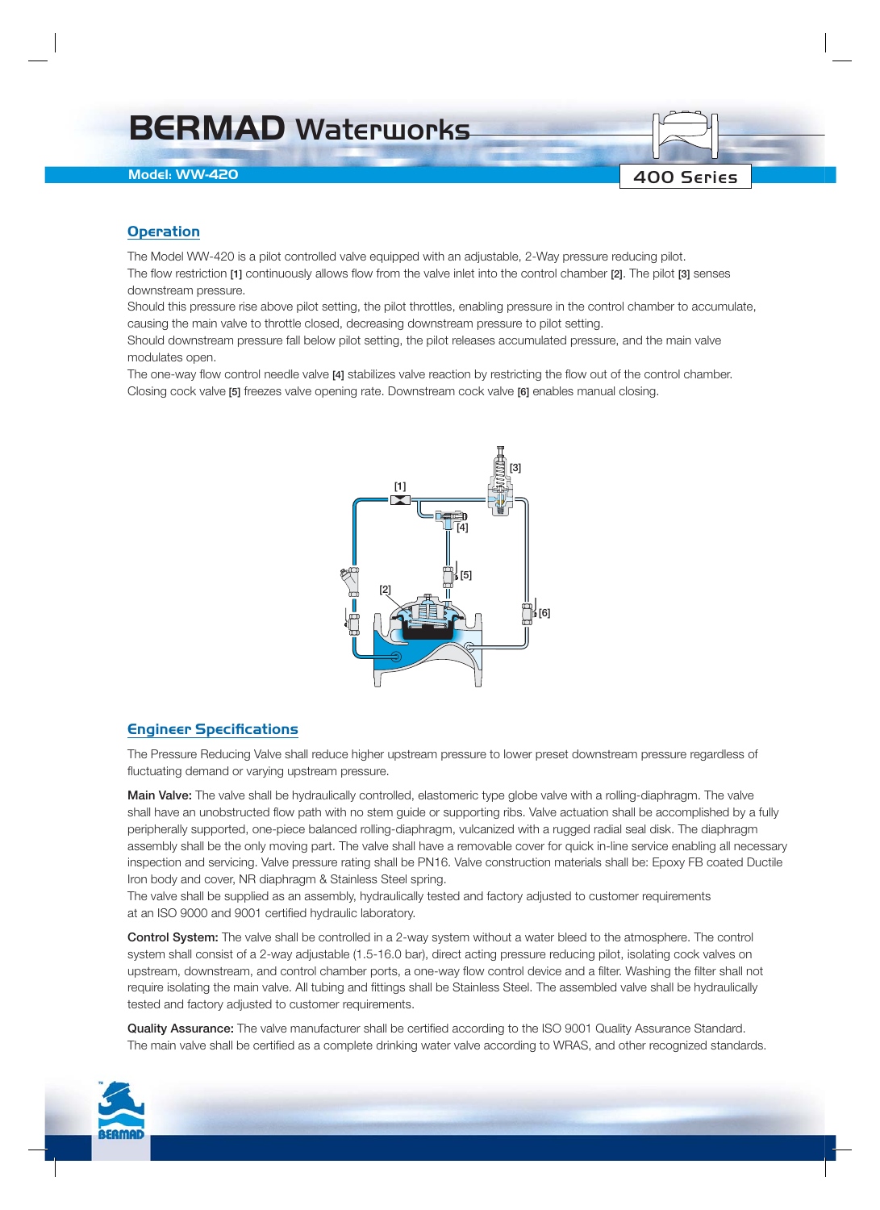# BERMAD Waterworks

**Model: WW-420**

**400 Series**

## Operation

The Model WW-420 is a pilot controlled valve equipped with an adjustable, 2-Way pressure reducing pilot.
The flow restriction [1] continuously allows flow from the valve inlet into the control chamber [2]. The pilot [3] senses downstream pressure.
Should this pressure rise above pilot setting, the pilot throttles, enabling pressure in the control chamber to accumulate, causing the main valve to throttle closed, decreasing downstream pressure to pilot setting.
Should downstream pressure fall below pilot setting, the pilot releases accumulated pressure, and the main valve modulates open.
The one-way flow control needle valve [4] stabilizes valve reaction by restricting the flow out of the control chamber.
Closing cock valve [5] freezes valve opening rate. Downstream cock valve [6] enables manual closing.

[3] [1] [4] [5] [2] [6]

## Engineer Specifications

The Pressure Reducing Valve shall reduce higher upstream pressure to lower preset downstream pressure regardless of fluctuating demand or varying upstream pressure.

**Main Valve:** The valve shall be hydraulically controlled, elastomeric type globe valve with a rolling-diaphragm. The valve shall have an unobstructed flow path with no stem guide or supporting ribs. Valve actuation shall be accomplished by a fully peripherally supported, one-piece balanced rolling-diaphragm, vulcanized with a rugged radial seal disk. The diaphragm assembly shall be the only moving part. The valve shall have a removable cover for quick in-line service enabling all necessary inspection and servicing. Valve pressure rating shall be PN16. Valve construction materials shall be: Epoxy FB coated Ductile Iron body and cover, NR diaphragm & Stainless Steel spring.
The valve shall be supplied as an assembly, hydraulically tested and factory adjusted to customer requirements at an ISO 9000 and 9001 certified hydraulic laboratory.

**Control System:** The valve shall be controlled in a 2-way system without a water bleed to the atmosphere. The control system shall consist of a 2-way adjustable (1.5-16.0 bar), direct acting pressure reducing pilot, isolating cock valves on upstream, downstream, and control chamber ports, a one-way flow control device and a filter. Washing the filter shall not require isolating the main valve. All tubing and fittings shall be Stainless Steel. The assembled valve shall be hydraulically tested and factory adjusted to customer requirements.

**Quality Assurance:** The valve manufacturer shall be certified according to the ISO 9001 Quality Assurance Standard. The main valve shall be certified as a complete drinking water valve according to WRAS, and other recognized standards.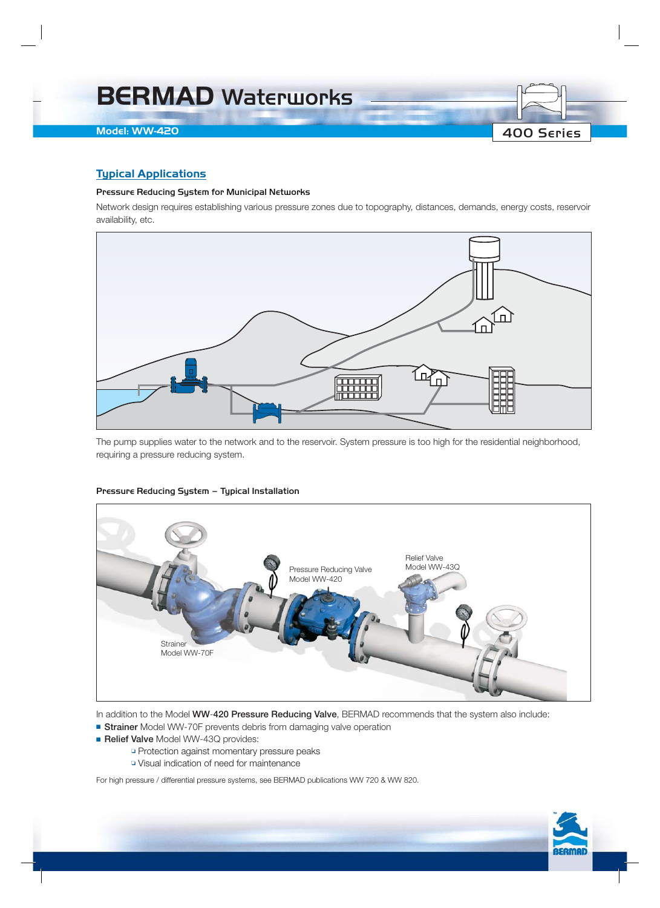# BERMAD Waterworks

Model: WW-420

400 Series

## Typical Applications

### Pressure Reducing System for Municipal Networks

Network design requires establishing various pressure zones due to topography, distances, demands, energy costs, reservoir availability, etc.

The pump supplies water to the network and to the reservoir. System pressure is too high for the residential neighborhood, requiring a pressure reducing system.

### Pressure Reducing System – Typical Installation

Pressure Reducing Valve
Model WW-420

Relief Valve
Model WW-43Q

Strainer
Model WW-70F

In addition to the Model **WW-420 Pressure Reducing Valve**, BERMAD recommends that the system also include:

- **Strainer** Model WW-70F prevents debris from damaging valve operation
- **Relief Valve** Model WW-43Q provides:
  - Protection against momentary pressure peaks
  - Visual indication of need for maintenance

For high pressure / differential pressure systems, see BERMAD publications WW 720 & WW 820.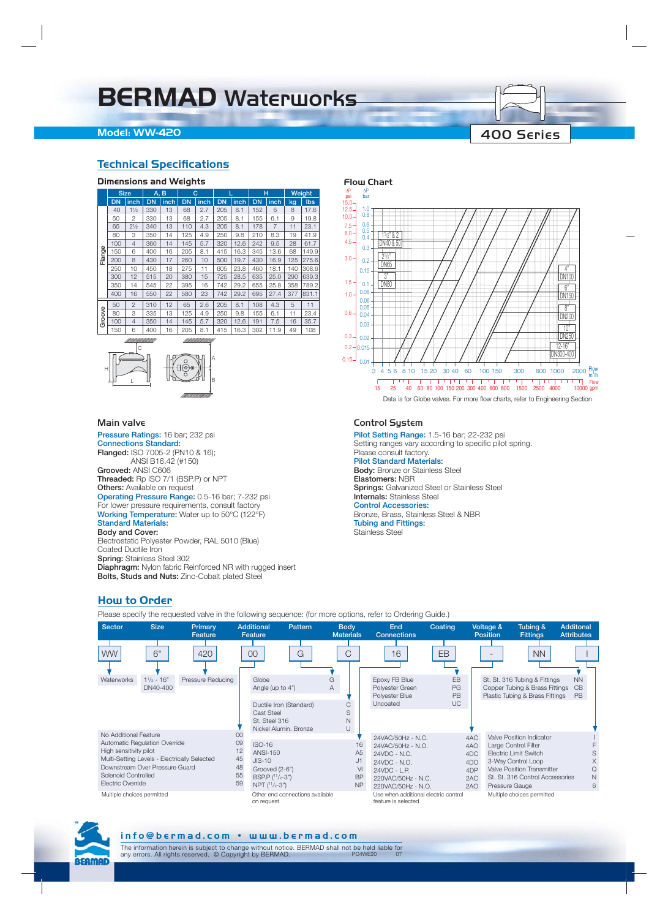# BERMAD Waterworks

**Model: WW-420**

**400 Series**

## Technical Specifications

### Dimensions and Weights

| | Size | | A, B | | C | | L | | H | | Weight | |
|---|---|---|---|---|---|---|---|---|---|---|---|---|
| | DN | inch | DN | inch | DN | inch | DN | inch | DN | inch | kg | lbs |
| Flange | 40 | 1½ | 330 | 13 | 68 | 2.7 | 205 | 8.1 | 152 | 6 | 8 | 17.6 |
| | 50 | 2 | 330 | 13 | 68 | 2.7 | 205 | 8.1 | 155 | 6.1 | 9 | 19.8 |
| | 65 | 2½ | 340 | 13 | 110 | 4.3 | 205 | 8.1 | 178 | 7 | 11 | 23.1 |
| | 80 | 3 | 350 | 14 | 125 | 4.9 | 250 | 9.8 | 210 | 8.3 | 19 | 41.9 |
| | 100 | 4 | 360 | 14 | 145 | 5.7 | 320 | 12.6 | 242 | 9.5 | 28 | 61.7 |
| | 150 | 6 | 400 | 16 | 205 | 8.1 | 415 | 16.3 | 345 | 13.6 | 68 | 149.9 |
| | 200 | 8 | 430 | 17 | 260 | 10 | 500 | 19.7 | 430 | 16.9 | 125 | 275.6 |
| | 250 | 10 | 450 | 18 | 275 | 11 | 605 | 23.8 | 460 | 18.1 | 140 | 308.6 |
| | 300 | 12 | 515 | 20 | 380 | 15 | 725 | 28.5 | 635 | 25.0 | 290 | 639.3 |
| | 350 | 14 | 545 | 22 | 395 | 16 | 742 | 29.2 | 655 | 25.8 | 358 | 789.2 |
| | 400 | 16 | 550 | 22 | 580 | 23 | 742 | 29.2 | 695 | 27.4 | 377 | 831.1 |
| Groove | 50 | 2 | 310 | 12 | 65 | 2.6 | 205 | 8.1 | 108 | 4.3 | 5 | 11 |
| | 80 | 3 | 335 | 13 | 125 | 4.9 | 250 | 9.8 | 155 | 6.1 | 11 | 23.4 |
| | 100 | 4 | 350 | 14 | 145 | 5.7 | 320 | 12.6 | 191 | 7.5 | 16 | 35.7 |
| | 150 | 6 | 400 | 16 | 205 | 8.1 | 415 | 16.3 | 302 | 11.9 | 49 | 108 |

C
H
L
A
B

### Flow Chart

ΔP psi
15.0 12.5 10.0 7.5 6.0 4.5 3.0 1.5 1.0 0.6 0.3 0.2 0.15

ΔP bar
1.0 0.8 0.6 0.5 0.4 0.3 0.2 0.15 0.1 0.08 0.06 0.05 0.04 0.03 0.02 0.015 0.01

1½" & 2" DN40 & 50
2½" DN65
3" DN80
4" DN100
6" DN150
8" DN200
10" DN250
12-16" DN300-400

Flow m³/h: 3 4 5 6 8 10 15 20 30 40 60 100 150 300 600 1000 2000

Flow gpm: 15 25 40 60 80 100 150 200 300 400 600 800 1500 2500 4000 10000

Data is for Globe valves. For more flow charts, refer to Engineering Section

### Main valve

**Pressure Ratings:** 16 bar; 232 psi
**Connections Standard:**
**Flanged:** ISO 7005-2 (PN10 & 16);
ANSI B16.42 (#150)
**Grooved:** ANSI C606
**Threaded:** Rp ISO 7/1 (BSP.P) or NPT
**Others:** Available on request
**Operating Pressure Range:** 0.5-16 bar; 7-232 psi
For lower pressure requirements, consult factory
**Working Temperature:** Water up to 50°C (122°F)
**Standard Materials:**
**Body and Cover:**
Electrostatic Polyester Powder, RAL 5010 (Blue)
Coated Ductile Iron
**Spring:** Stainless Steel 302
**Diaphragm:** Nylon fabric Reinforced NR with rugged insert
**Bolts, Studs and Nuts:** Zinc-Cobalt plated Steel

### Control System

**Pilot Setting Range:** 1.5-16 bar; 22-232 psi
Setting ranges vary according to specific pilot spring.
Please consult factory.
**Pilot Standard Materials:**
**Body:** Bronze or Stainless Steel
**Elastomers:** NBR
**Springs:** Galvanized Steel or Stainless Steel
**Internals:** Stainless Steel
**Control Accessories:**
Bronze, Brass, Stainless Steel & NBR
**Tubing and Fittings:**
Stainless Steel

## How to Order

Please specify the requested valve in the following sequence: (for more options, refer to Ordering Guide.)

| Sector | Size | Primary Feature | Additional Feature | Pattern | Body Materials | End Connections | Coating | Voltage & Position | Tubing & Fittings | Additonal Attributes |
|---|---|---|---|---|---|---|---|---|---|---|
| WW | 6" | 420 | 00 | G | C | 16 | EB | - | NN | I |

**Sector:** Waterworks — WW

**Size:** 1½ - 16" DN40-400

**Primary Feature:** Pressure Reducing — 420

**Pattern:**
- Globe — G
- Angle (up to 4") — A

**Body Materials:**
- Ductile Iron (Standard) — C
- Cast Steel — S
- St. Steel 316 — N
- Nickel Alumin. Bronze — U

**Coating:**
- Epoxy FB Blue — EB
- Polyester Green — PG
- Polyester Blue — PB
- Uncoated — UC

**Tubing & Fittings:**
- St. St. 316 Tubing & Fittings — NN
- Copper Tubing & Brass Fittings — CB
- Plastic Tubing & Brass Fittings — PB

**Additional Feature:**
- No Additional Feature — 00
- Automatic Regulation Override — 09
- High sensitivity pilot — 12
- Multi-Setting Levels - Electrically Selected — 45
- Downstream Over Pressure Guard — 48
- Solenoid Controlled — 55
- Electric Override — 59

Multiple choices permitted

**End Connections:**
- ISO-16 — 16
- ANSI-150 — A5
- JIS-10 — J1
- Grooved (2-6") — VI
- BSP.P (1½-3") — BP
- NPT (1½-3") — NP

Other end connections available on request

**Voltage & Position:**
- 24VAC/50Hz - N.C. — 4AC
- 24VAC/50Hz - N.O. — 4AO
- 24VDC - N.C. — 4DC
- 24VDC - N.O. — 4DO
- 24VDC - L.P. — 4DP
- 220VAC/50Hz - N.C. — 2AC
- 220VAC/50Hz - N.O. — 2AO

Use when additional electric control feature is selected

**Additional Attributes:**
- Valve Position Indicator — I
- Large Control Filter — F
- Electric Limit Switch — S
- 3-Way Control Loop — X
- Valve Position Transmitter — Q
- St. St. 316 Control Accessories — N
- Pressure Gauge — 6

Multiple choices permitted

info@bermad.com • www.bermad.com

The information herein is subject to change without notice. BERMAD shall not be held liable for any errors. All rights reserved. © Copyright by BERMAD. PC4WE20 07